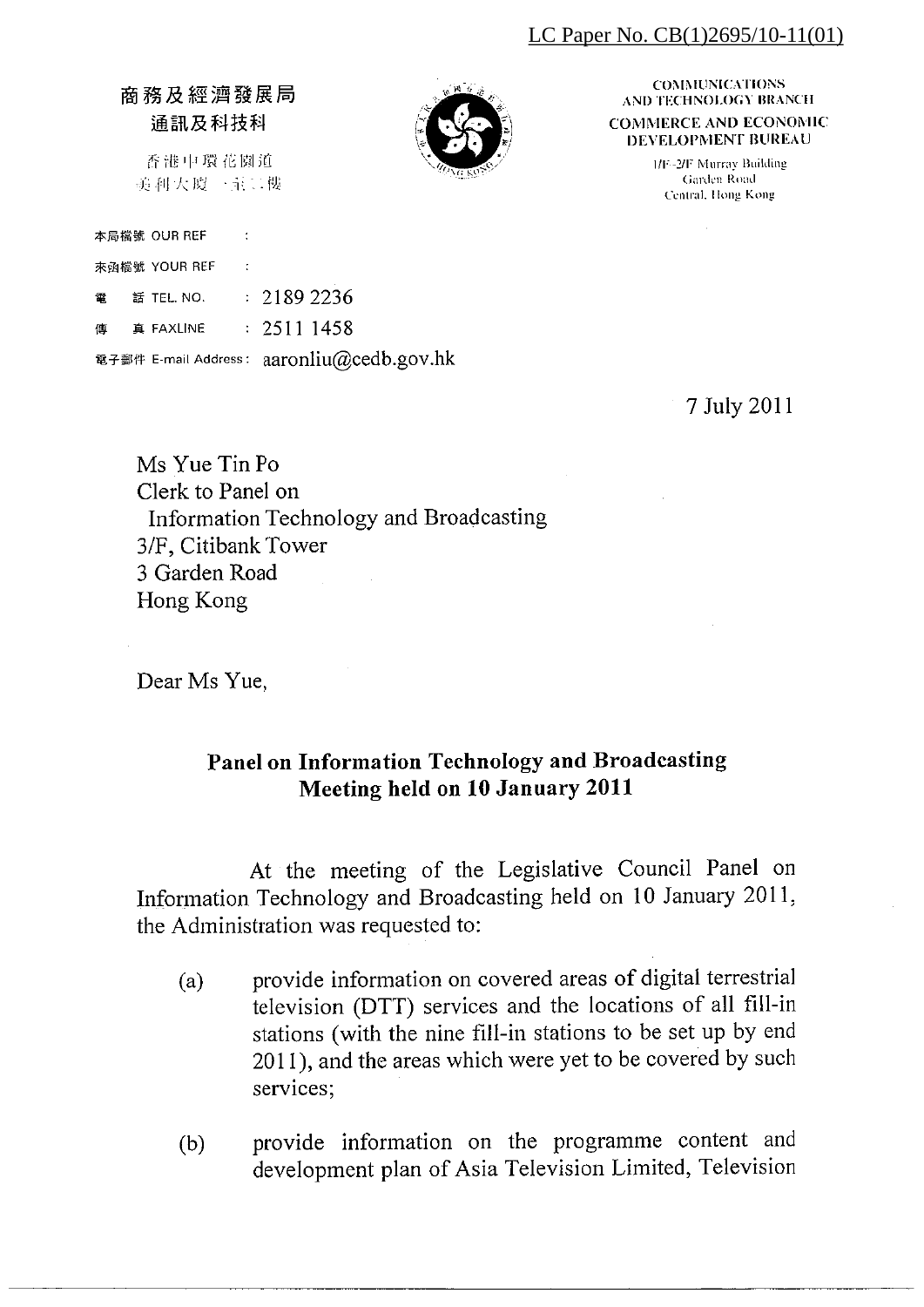LC Paper No. CB(1)2695/10-11(01)

商務及經濟發展局
通訊及科技科

香港中環花園道
美利大廈一至二樓

COMMUNICATIONS AND TECHNOLOGY BRANCH
COMMERCE AND ECONOMIC DEVELOPMENT BUREAU

1/F-2/F Murray Building
Garden Road
Central, Hong Kong

本局檔號 OUR REF :
來函檔號 YOUR REF :
電話 TEL. NO. : 2189 2236
傳真 FAXLINE : 2511 1458
電子郵件 E-mail Address: aaronliu@cedb.gov.hk

7 July 2011

Ms Yue Tin Po
Clerk to Panel on
Information Technology and Broadcasting
3/F, Citibank Tower
3 Garden Road
Hong Kong

Dear Ms Yue,

**Panel on Information Technology and Broadcasting**
**Meeting held on 10 January 2011**

At the meeting of the Legislative Council Panel on Information Technology and Broadcasting held on 10 January 2011, the Administration was requested to:

(a) provide information on covered areas of digital terrestrial television (DTT) services and the locations of all fill-in stations (with the nine fill-in stations to be set up by end 2011), and the areas which were yet to be covered by such services;

(b) provide information on the programme content and development plan of Asia Television Limited, Television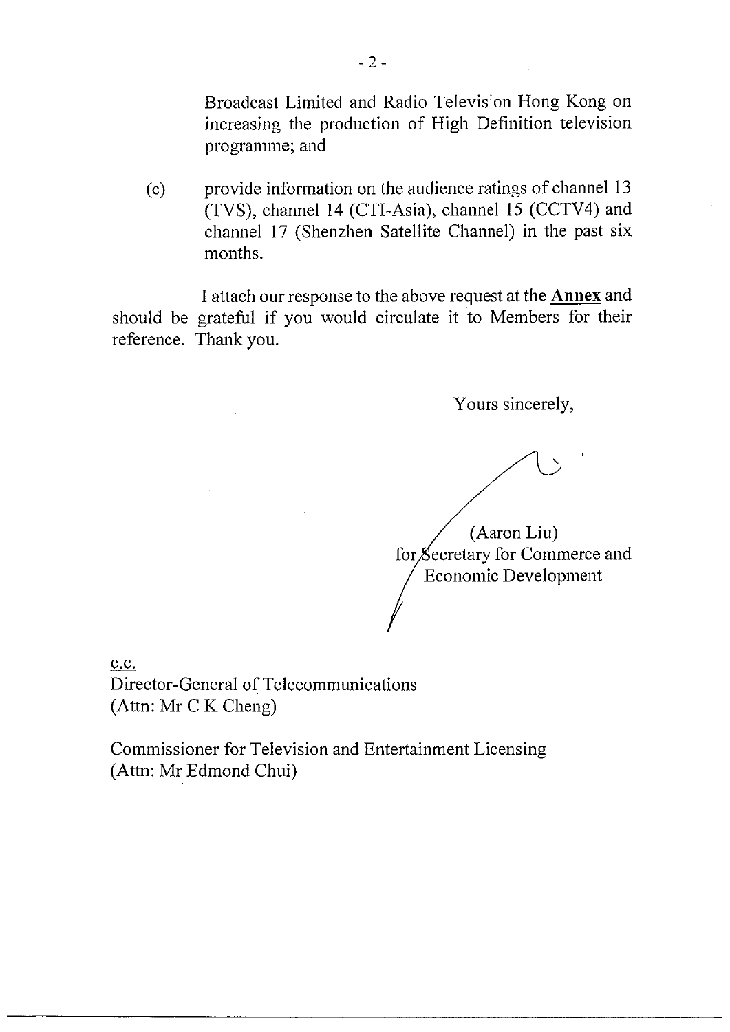Broadcast Limited and Radio Television Hong Kong on increasing the production of High Definition television programme; and

(c) provide information on the audience ratings of channel 13 (TVS), channel 14 (CTI-Asia), channel 15 (CCTV4) and channel 17 (Shenzhen Satellite Channel) in the past six months.

I attach our response to the above request at the **Annex** and should be grateful if you would circulate it to Members for their reference. Thank you.

Yours sincerely,

(Aaron Liu)
for Secretary for Commerce and Economic Development

c.c.
Director-General of Telecommunications
(Attn: Mr C K Cheng)

Commissioner for Television and Entertainment Licensing
(Attn: Mr Edmond Chui)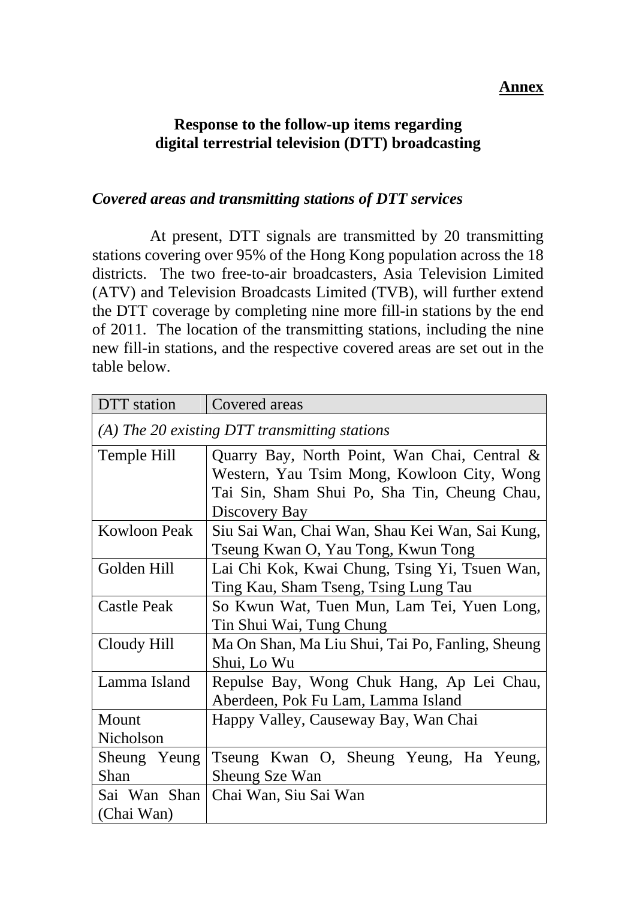**Annex**

## Response to the follow-up items regarding digital terrestrial television (DTT) broadcasting

### *Covered areas and transmitting stations of DTT services*

At present, DTT signals are transmitted by 20 transmitting stations covering over 95% of the Hong Kong population across the 18 districts. The two free-to-air broadcasters, Asia Television Limited (ATV) and Television Broadcasts Limited (TVB), will further extend the DTT coverage by completing nine more fill-in stations by the end of 2011. The location of the transmitting stations, including the nine new fill-in stations, and the respective covered areas are set out in the table below.

| DTT station | Covered areas |
|---|---|
| *(A) The 20 existing DTT transmitting stations* | |
| Temple Hill | Quarry Bay, North Point, Wan Chai, Central & Western, Yau Tsim Mong, Kowloon City, Wong Tai Sin, Sham Shui Po, Sha Tin, Cheung Chau, Discovery Bay |
| Kowloon Peak | Siu Sai Wan, Chai Wan, Shau Kei Wan, Sai Kung, Tseung Kwan O, Yau Tong, Kwun Tong |
| Golden Hill | Lai Chi Kok, Kwai Chung, Tsing Yi, Tsuen Wan, Ting Kau, Sham Tseng, Tsing Lung Tau |
| Castle Peak | So Kwun Wat, Tuen Mun, Lam Tei, Yuen Long, Tin Shui Wai, Tung Chung |
| Cloudy Hill | Ma On Shan, Ma Liu Shui, Tai Po, Fanling, Sheung Shui, Lo Wu |
| Lamma Island | Repulse Bay, Wong Chuk Hang, Ap Lei Chau, Aberdeen, Pok Fu Lam, Lamma Island |
| Mount Nicholson | Happy Valley, Causeway Bay, Wan Chai |
| Sheung Yeung Shan | Tseung Kwan O, Sheung Yeung, Ha Yeung, Sheung Sze Wan |
| Sai Wan Shan (Chai Wan) | Chai Wan, Siu Sai Wan |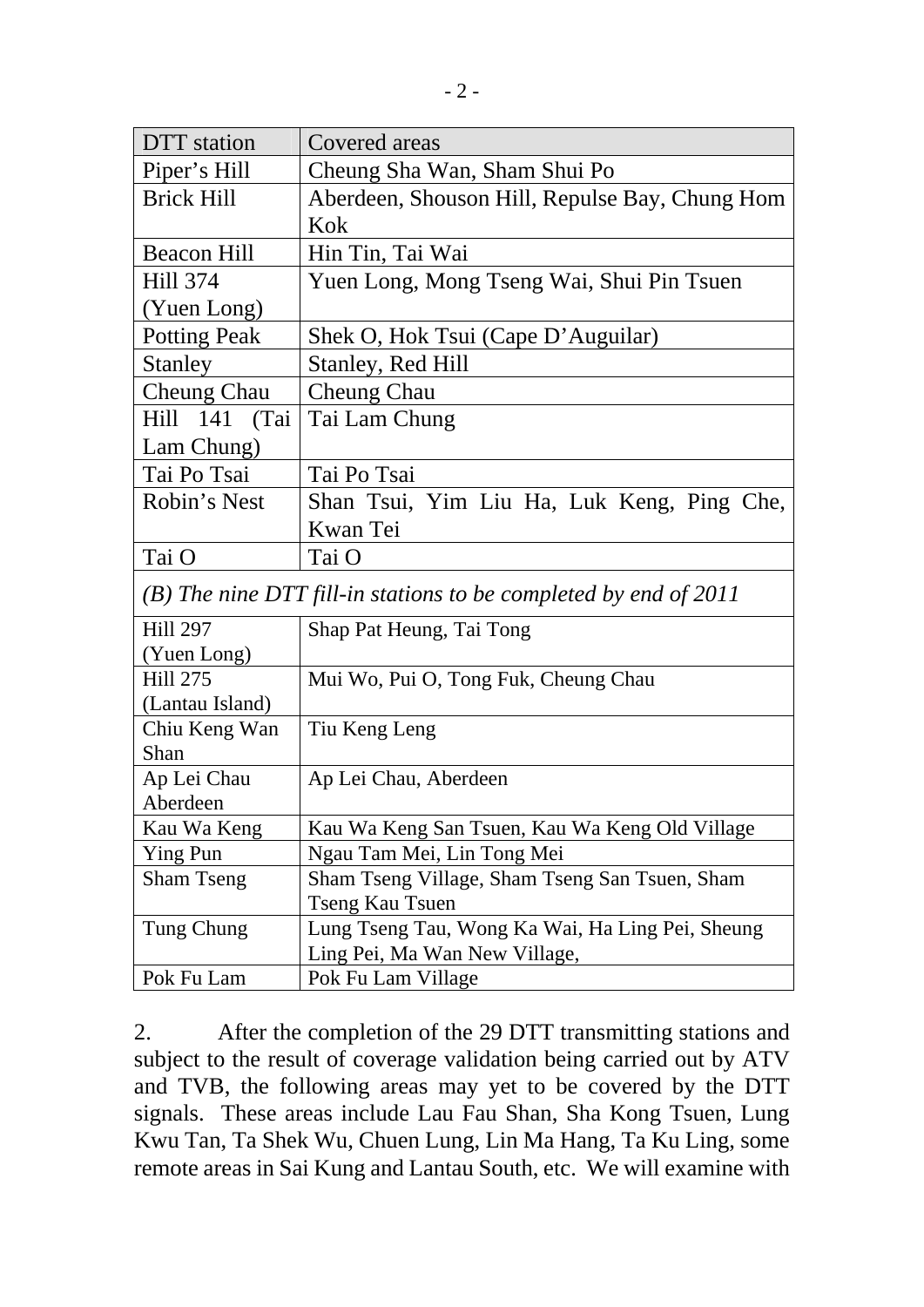| DTT station | Covered areas |
| --- | --- |
| Piper's Hill | Cheung Sha Wan, Sham Shui Po |
| Brick Hill | Aberdeen, Shouson Hill, Repulse Bay, Chung Hom Kok |
| Beacon Hill | Hin Tin, Tai Wai |
| Hill 374 (Yuen Long) | Yuen Long, Mong Tseng Wai, Shui Pin Tsuen |
| Potting Peak | Shek O, Hok Tsui (Cape D'Auguilar) |
| Stanley | Stanley, Red Hill |
| Cheung Chau | Cheung Chau |
| Hill 141 (Tai Lam Chung) | Tai Lam Chung |
| Tai Po Tsai | Tai Po Tsai |
| Robin's Nest | Shan Tsui, Yim Liu Ha, Luk Keng, Ping Che, Kwan Tei |
| Tai O | Tai O |
| *(B) The nine DTT fill-in stations to be completed by end of 2011* | |
| Hill 297 (Yuen Long) | Shap Pat Heung, Tai Tong |
| Hill 275 (Lantau Island) | Mui Wo, Pui O, Tong Fuk, Cheung Chau |
| Chiu Keng Wan Shan | Tiu Keng Leng |
| Ap Lei Chau Aberdeen | Ap Lei Chau, Aberdeen |
| Kau Wa Keng | Kau Wa Keng San Tsuen, Kau Wa Keng Old Village |
| Ying Pun | Ngau Tam Mei, Lin Tong Mei |
| Sham Tseng | Sham Tseng Village, Sham Tseng San Tsuen, Sham Tseng Kau Tsuen |
| Tung Chung | Lung Tseng Tau, Wong Ka Wai, Ha Ling Pei, Sheung Ling Pei, Ma Wan New Village, |
| Pok Fu Lam | Pok Fu Lam Village |

2. After the completion of the 29 DTT transmitting stations and subject to the result of coverage validation being carried out by ATV and TVB, the following areas may yet to be covered by the DTT signals. These areas include Lau Fau Shan, Sha Kong Tsuen, Lung Kwu Tan, Ta Shek Wu, Chuen Lung, Lin Ma Hang, Ta Ku Ling, some remote areas in Sai Kung and Lantau South, etc. We will examine with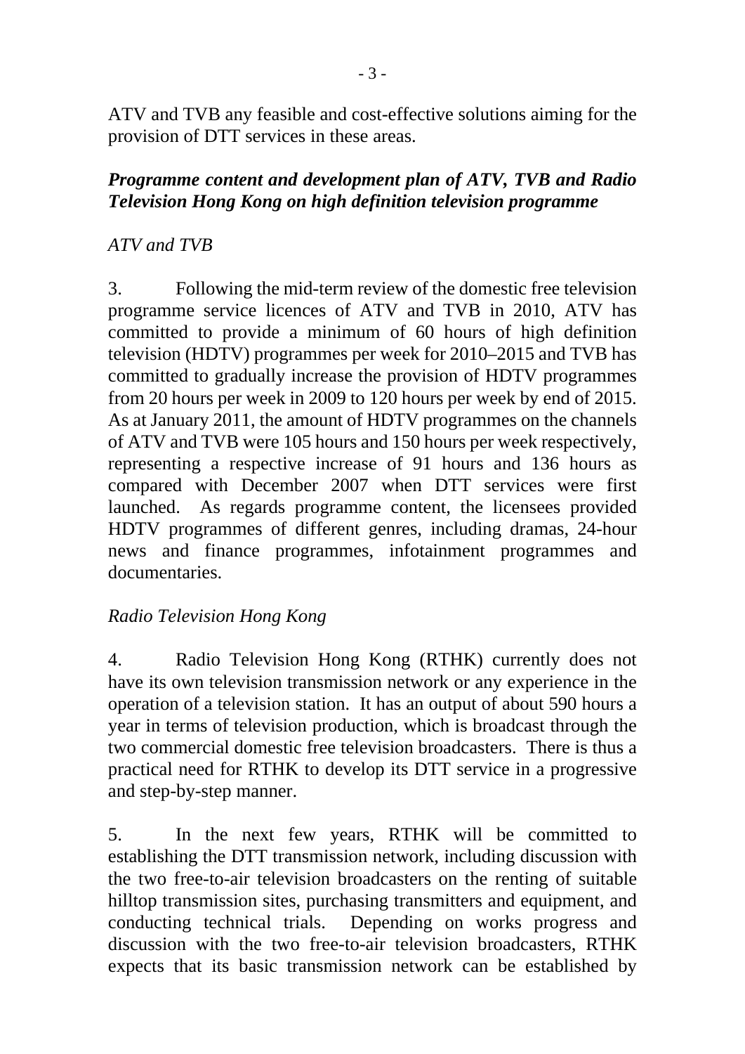ATV and TVB any feasible and cost-effective solutions aiming for the provision of DTT services in these areas.

***Programme content and development plan of ATV, TVB and Radio Television Hong Kong on high definition television programme***

*ATV and TVB*

3. Following the mid-term review of the domestic free television programme service licences of ATV and TVB in 2010, ATV has committed to provide a minimum of 60 hours of high definition television (HDTV) programmes per week for 2010–2015 and TVB has committed to gradually increase the provision of HDTV programmes from 20 hours per week in 2009 to 120 hours per week by end of 2015. As at January 2011, the amount of HDTV programmes on the channels of ATV and TVB were 105 hours and 150 hours per week respectively, representing a respective increase of 91 hours and 136 hours as compared with December 2007 when DTT services were first launched. As regards programme content, the licensees provided HDTV programmes of different genres, including dramas, 24-hour news and finance programmes, infotainment programmes and documentaries.

*Radio Television Hong Kong*

4. Radio Television Hong Kong (RTHK) currently does not have its own television transmission network or any experience in the operation of a television station. It has an output of about 590 hours a year in terms of television production, which is broadcast through the two commercial domestic free television broadcasters. There is thus a practical need for RTHK to develop its DTT service in a progressive and step-by-step manner.

5. In the next few years, RTHK will be committed to establishing the DTT transmission network, including discussion with the two free-to-air television broadcasters on the renting of suitable hilltop transmission sites, purchasing transmitters and equipment, and conducting technical trials. Depending on works progress and discussion with the two free-to-air television broadcasters, RTHK expects that its basic transmission network can be established by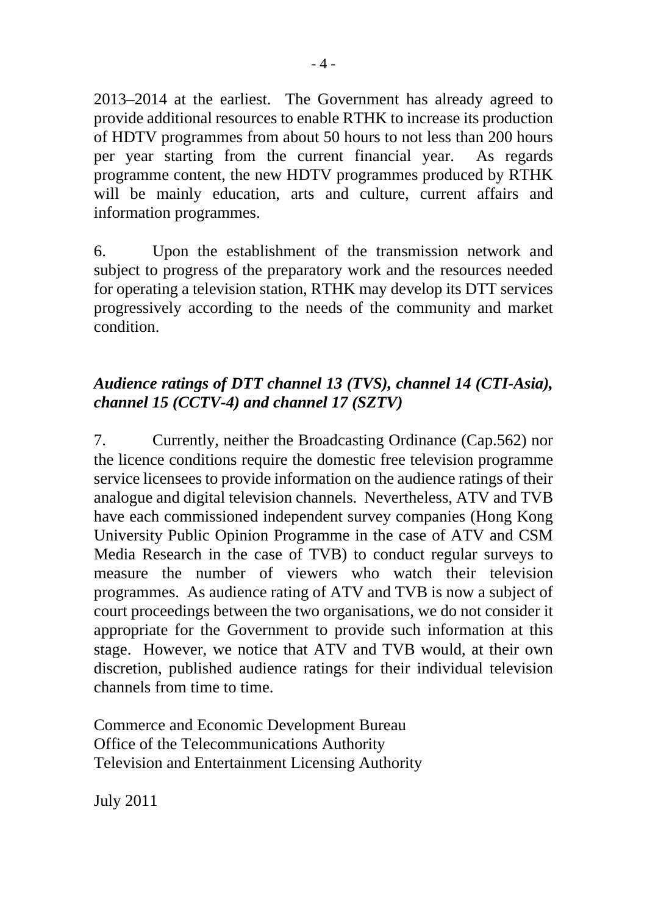2013–2014 at the earliest. The Government has already agreed to provide additional resources to enable RTHK to increase its production of HDTV programmes from about 50 hours to not less than 200 hours per year starting from the current financial year. As regards programme content, the new HDTV programmes produced by RTHK will be mainly education, arts and culture, current affairs and information programmes.

6. Upon the establishment of the transmission network and subject to progress of the preparatory work and the resources needed for operating a television station, RTHK may develop its DTT services progressively according to the needs of the community and market condition.

***Audience ratings of DTT channel 13 (TVS), channel 14 (CTI-Asia), channel 15 (CCTV-4) and channel 17 (SZTV)***

7. Currently, neither the Broadcasting Ordinance (Cap.562) nor the licence conditions require the domestic free television programme service licensees to provide information on the audience ratings of their analogue and digital television channels. Nevertheless, ATV and TVB have each commissioned independent survey companies (Hong Kong University Public Opinion Programme in the case of ATV and CSM Media Research in the case of TVB) to conduct regular surveys to measure the number of viewers who watch their television programmes. As audience rating of ATV and TVB is now a subject of court proceedings between the two organisations, we do not consider it appropriate for the Government to provide such information at this stage. However, we notice that ATV and TVB would, at their own discretion, published audience ratings for their individual television channels from time to time.

Commerce and Economic Development Bureau
Office of the Telecommunications Authority
Television and Entertainment Licensing Authority

July 2011